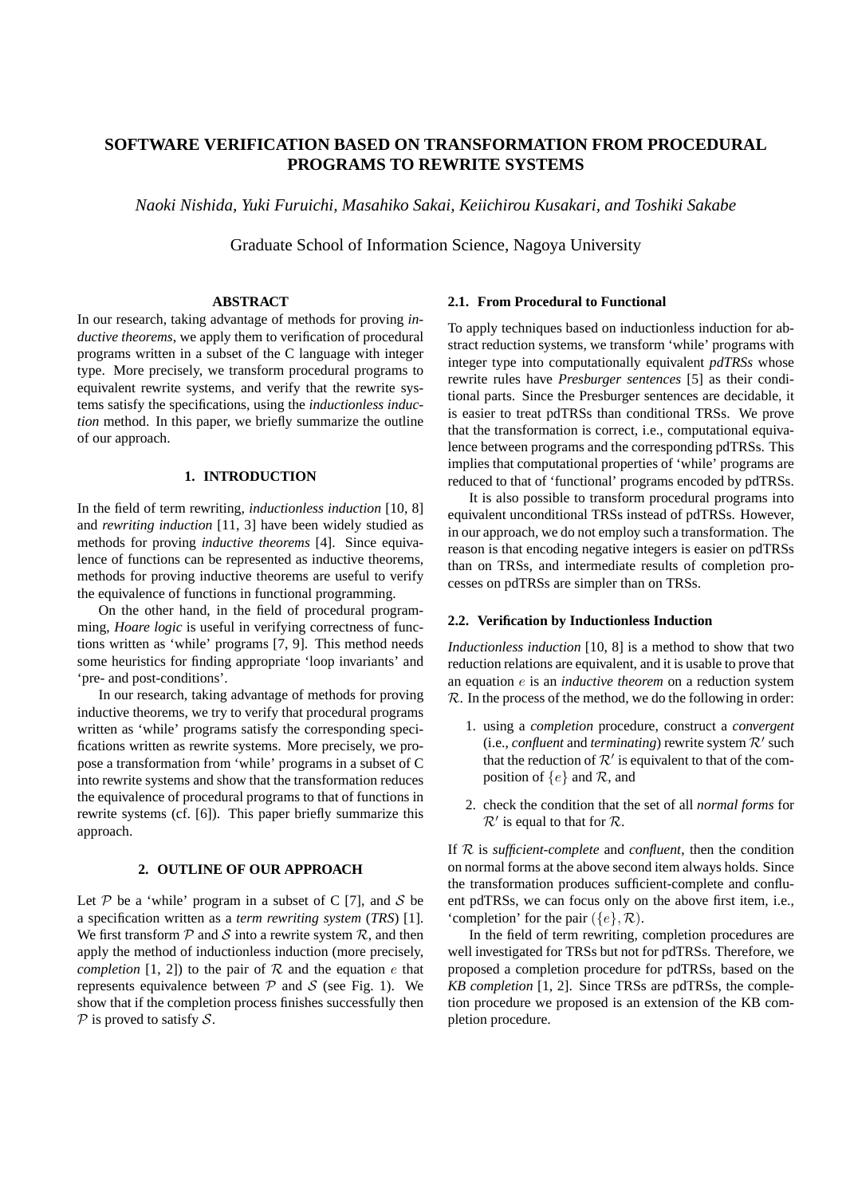# SOFTWARE VERIFICATION BASED ON TRANSFORMATION FROM PROCEDURAL PROGRAMS TO REWRITE SYSTEMS

*Naoki Nishida, Yuki Furuichi, Masahiko Sakai, Keiichirou Kusakari, and Toshiki Sakabe*

Graduate School of Information Science, Nagoya University

### ABSTRACT

In our research, taking advantage of methods for proving *inductive theorems*, we apply them to verification of procedural programs written in a subset of the C language with integer type. More precisely, we transform procedural programs to equivalent rewrite systems, and verify that the rewrite systems satisfy the specifications, using the *inductionless induction* method. In this paper, we briefly summarize the outline of our approach.

## 1. INTRODUCTION

In the field of term rewriting, *inductionless induction* [10, 8] and *rewriting induction* [11, 3] have been widely studied as methods for proving *inductive theorems* [4]. Since equivalence of functions can be represented as inductive theorems, methods for proving inductive theorems are useful to verify the equivalence of functions in functional programming.

On the other hand, in the field of procedural programming, *Hoare logic* is useful in verifying correctness of functions written as 'while' programs [7, 9]. This method needs some heuristics for finding appropriate 'loop invariants' and 'pre- and post-conditions'.

In our research, taking advantage of methods for proving inductive theorems, we try to verify that procedural programs written as 'while' programs satisfy the corresponding specifications written as rewrite systems. More precisely, we propose a transformation from 'while' programs in a subset of C into rewrite systems and show that the transformation reduces the equivalence of procedural programs to that of functions in rewrite systems (cf. [6]). This paper briefly summarize this approach.

## 2. OUTLINE OF OUR APPROACH

Let $\mathcal{P}$ be a 'while' program in a subset of C [7], and $\mathcal{S}$ be a specification written as a *term rewriting system* (*TRS*) [1]. We first transform $\mathcal{P}$ and $\mathcal{S}$ into a rewrite system $\mathcal{R}$, and then apply the method of inductionless induction (more precisely, *completion* [1, 2]) to the pair of $\mathcal{R}$ and the equation $e$ that represents equivalence between $\mathcal{P}$ and $\mathcal{S}$ (see Fig. 1). We show that if the completion process finishes successfully then $\mathcal{P}$ is proved to satisfy $\mathcal{S}$.

### 2.1. From Procedural to Functional

To apply techniques based on inductionless induction for abstract reduction systems, we transform 'while' programs with integer type into computationally equivalent *pdTRSs* whose rewrite rules have *Presburger sentences* [5] as their conditional parts. Since the Presburger sentences are decidable, it is easier to treat pdTRSs than conditional TRSs. We prove that the transformation is correct, i.e., computational equivalence between programs and the corresponding pdTRSs. This implies that computational properties of 'while' programs are reduced to that of 'functional' programs encoded by pdTRSs.

It is also possible to transform procedural programs into equivalent unconditional TRSs instead of pdTRSs. However, in our approach, we do not employ such a transformation. The reason is that encoding negative integers is easier on pdTRSs than on TRSs, and intermediate results of completion processes on pdTRSs are simpler than on TRSs.

### 2.2. Verification by Inductionless Induction

*Inductionless induction* [10, 8] is a method to show that two reduction relations are equivalent, and it is usable to prove that an equation $e$ is an *inductive theorem* on a reduction system $\mathcal{R}$. In the process of the method, we do the following in order:

1. using a *completion* procedure, construct a *convergent* (i.e., *confluent* and *terminating*) rewrite system $\mathcal{R}'$ such that the reduction of $\mathcal{R}'$ is equivalent to that of the composition of $\{e\}$ and $\mathcal{R}$, and
2. check the condition that the set of all *normal forms* for $\mathcal{R}'$ is equal to that for $\mathcal{R}$.

If $\mathcal{R}$ is *sufficient-complete* and *confluent*, then the condition on normal forms at the above second item always holds. Since the transformation produces sufficient-complete and confluent pdTRSs, we can focus only on the above first item, i.e., 'completion' for the pair $(\{e\}, \mathcal{R})$.

In the field of term rewriting, completion procedures are well investigated for TRSs but not for pdTRSs. Therefore, we proposed a completion procedure for pdTRSs, based on the *KB completion* [1, 2]. Since TRSs are pdTRSs, the completion procedure we proposed is an extension of the KB completion procedure.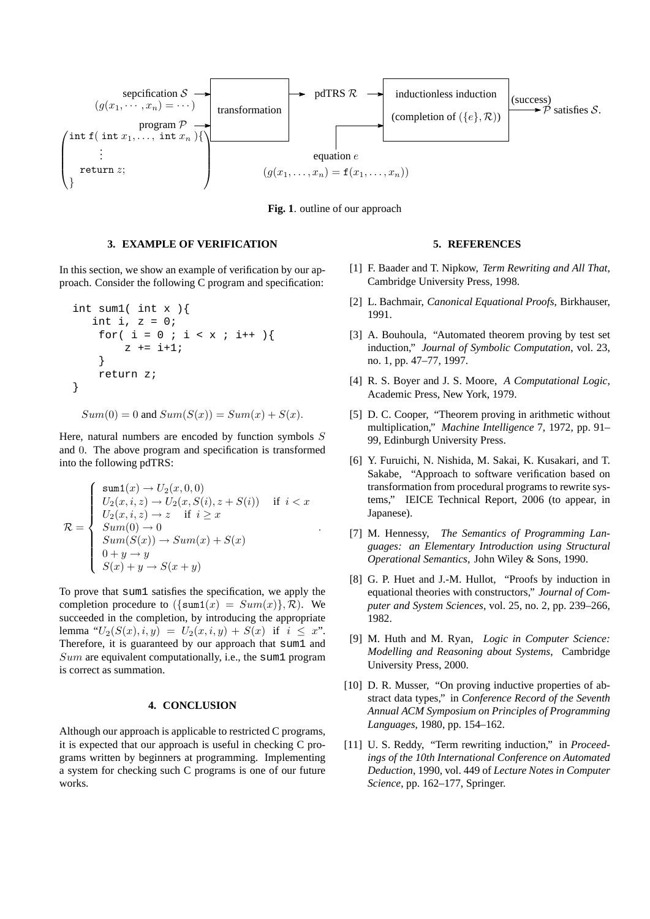sepcification $\mathcal{S}$ ($g(x_1, \cdots, x_n) = \cdots$)

program $\mathcal{P}$

```
int f( int x1, ..., int xn ){
  ⋮
  return z;
}
```

transformation

pdTRS $\mathcal{R}$

inductionless induction (completion of $(\{e\}, \mathcal{R})$)

equation $e$ ($g(x_1, \ldots, x_n) = \mathtt{f}(x_1, \ldots, x_n)$)

(success) $\mathcal{P}$ satisfies $\mathcal{S}$.

**Fig. 1**. outline of our approach

### 3. EXAMPLE OF VERIFICATION

In this section, we show an example of verification by our approach. Consider the following C program and specification:

```
int sum1( int x ){
    int i, z = 0;
     for( i = 0 ; i < x ; i++ ){
         z += i+1;
     }
     return z;
}
```

$Sum(0) = 0$ and $Sum(S(x)) = Sum(x) + S(x)$.

Here, natural numbers are encoded by function symbols $S$ and $0$. The above program and specification is transformed into the following pdTRS:

$$\mathcal{R} = \begin{cases} \mathtt{sum1}(x) \to U_2(x, 0, 0) \\ U_2(x, i, z) \to U_2(x, S(i), z + S(i)) \quad \text{if } i < x \\ U_2(x, i, z) \to z \quad \text{if } i \geq x \\ Sum(0) \to 0 \\ Sum(S(x)) \to Sum(x) + S(x) \\ 0 + y \to y \\ S(x) + y \to S(x + y) \end{cases}.$$

To prove that sum1 satisfies the specification, we apply the completion procedure to $(\{\mathtt{sum1}(x) = Sum(x)\}, \mathcal{R})$. We succeeded in the completion, by introducing the appropriate lemma "$U_2(S(x), i, y) = U_2(x, i, y) + S(x)$ if $i \leq x$". Therefore, it is guaranteed by our approach that sum1 and $Sum$ are equivalent computationally, i.e., the sum1 program is correct as summation.

### 4. CONCLUSION

Although our approach is applicable to restricted C programs, it is expected that our approach is useful in checking C programs written by beginners at programming. Implementing a system for checking such C programs is one of our future works.

### 5. REFERENCES

[1] F. Baader and T. Nipkow, *Term Rewriting and All That*, Cambridge University Press, 1998.

[2] L. Bachmair, *Canonical Equational Proofs*, Birkhauser, 1991.

[3] A. Bouhoula, "Automated theorem proving by test set induction," *Journal of Symbolic Computation*, vol. 23, no. 1, pp. 47–77, 1997.

[4] R. S. Boyer and J. S. Moore, *A Computational Logic*, Academic Press, New York, 1979.

[5] D. C. Cooper, "Theorem proving in arithmetic without multiplication," *Machine Intelligence* 7, 1972, pp. 91–99, Edinburgh University Press.

[6] Y. Furuichi, N. Nishida, M. Sakai, K. Kusakari, and T. Sakabe, "Approach to software verification based on transformation from procedural programs to rewrite systems," IEICE Technical Report, 2006 (to appear, in Japanese).

[7] M. Hennessy, *The Semantics of Programming Languages: an Elementary Introduction using Structural Operational Semantics*, John Wiley & Sons, 1990.

[8] G. P. Huet and J.-M. Hullot, "Proofs by induction in equational theories with constructors," *Journal of Computer and System Sciences*, vol. 25, no. 2, pp. 239–266, 1982.

[9] M. Huth and M. Ryan, *Logic in Computer Science: Modelling and Reasoning about Systems*, Cambridge University Press, 2000.

[10] D. R. Musser, "On proving inductive properties of abstract data types," in *Conference Record of the Seventh Annual ACM Symposium on Principles of Programming Languages*, 1980, pp. 154–162.

[11] U. S. Reddy, "Term rewriting induction," in *Proceedings of the 10th International Conference on Automated Deduction*, 1990, vol. 449 of *Lecture Notes in Computer Science*, pp. 162–177, Springer.